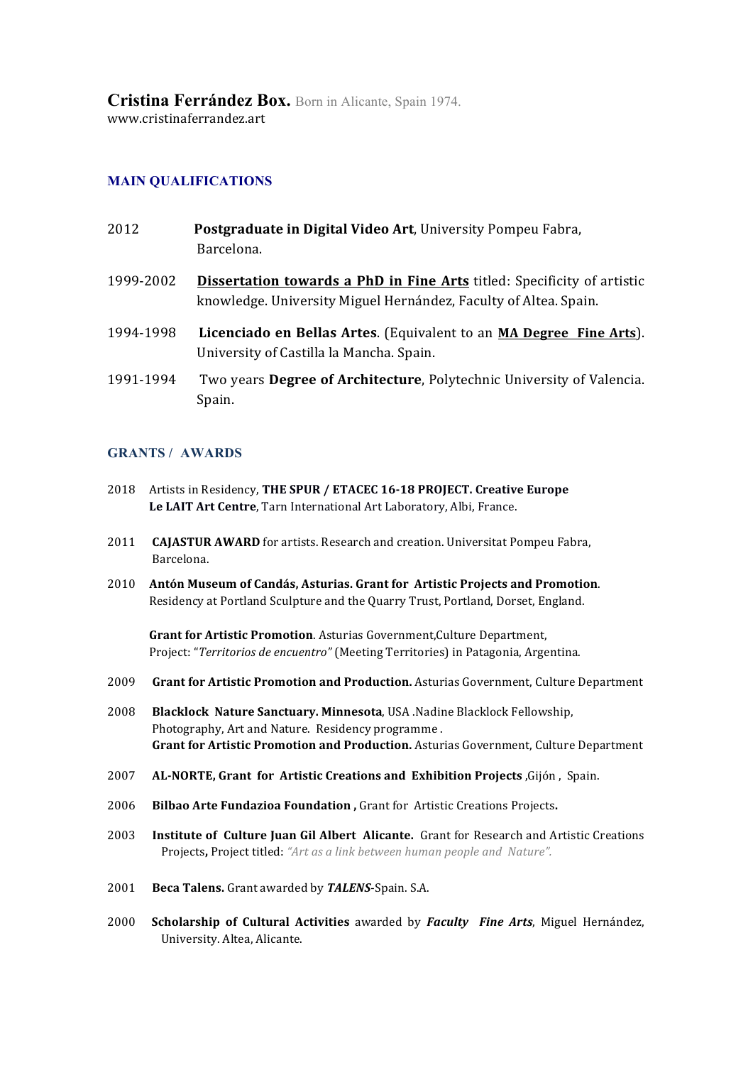# Cristina Ferrández Box. Born in Alicante, Spain 1974.

www.cristinaferrandez.art

## MAIN QUALIFICATIONS

2012 **Postgraduate in Digital Video Art**, University Pompeu Fabra, Barcelona.

1999-2002 **Dissertation towards a PhD in Fine Arts** titled: Specificity of artistic knowledge. University Miguel Hernández, Faculty of Altea. Spain.

1994-1998 **Licenciado en Bellas Artes**. (Equivalent to an **MA Degree Fine Arts**). University of Castilla la Mancha. Spain.

1991-1994 Two years **Degree of Architecture**, Polytechnic University of Valencia. Spain.

## GRANTS / AWARDS

2018 Artists in Residency, **THE SPUR / ETACEC 16-18 PROJECT. Creative Europe** **Le LAIT Art Centre**, Tarn International Art Laboratory, Albi, France.

2011 **CAJASTUR AWARD** for artists. Research and creation. Universitat Pompeu Fabra, Barcelona.

2010 **Antón Museum of Candás, Asturias. Grant for Artistic Projects and Promotion**. Residency at Portland Sculpture and the Quarry Trust, Portland, Dorset, England.

**Grant for Artistic Promotion**. Asturias Government,Culture Department, Project: "*Territorios de encuentro"* (Meeting Territories) in Patagonia, Argentina.

2009 **Grant for Artistic Promotion and Production.** Asturias Government, Culture Department

2008 **Blacklock Nature Sanctuary. Minnesota**, USA .Nadine Blacklock Fellowship, Photography, Art and Nature. Residency programme .
**Grant for Artistic Promotion and Production.** Asturias Government, Culture Department

2007 **AL-NORTE, Grant for Artistic Creations and Exhibition Projects** ,Gijón , Spain.

2006 **Bilbao Arte Fundazioa Foundation ,** Grant for Artistic Creations Projects**.**

2003 **Institute of Culture Juan Gil Albert Alicante.** Grant for Research and Artistic Creations Projects**,** Project titled: *"Art as a link between human people and Nature".*

2001 **Beca Talens.** Grant awarded by ***TALENS***-Spain. S.A.

2000 **Scholarship of Cultural Activities** awarded by ***Faculty Fine Arts***, Miguel Hernández, University. Altea, Alicante.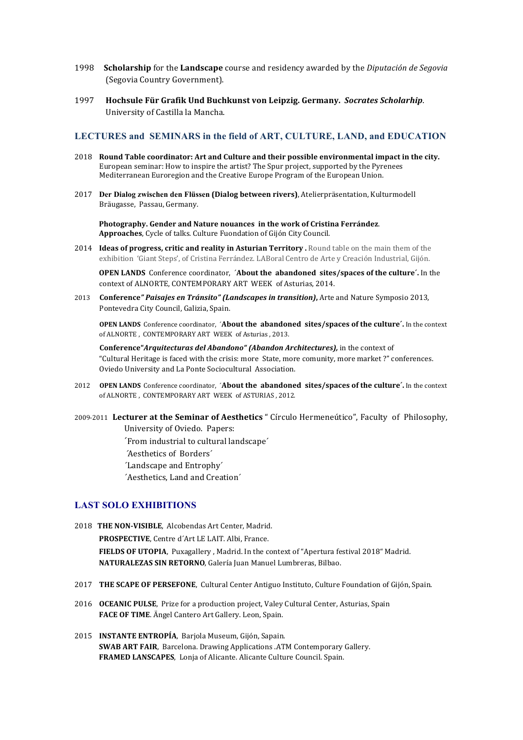1998 **Scholarship** for the **Landscape** course and residency awarded by the *Diputación de Segovia* (Segovia Country Government).

1997 **Hochsule Für Grafik Und Buchkunst von Leipzig. Germany.** ***Socrates Scholarhip***. University of Castilla la Mancha.

## LECTURES and SEMINARS in the field of ART, CULTURE, LAND, and EDUCATION

2018 **Round Table coordinator: Art and Culture and their possible environmental impact in the city.** European seminar: How to inspire the artist? The Spur project, supported by the Pyrenees Mediterranean Euroregion and the Creative Europe Program of the European Union.

2017 **Der Dialog zwischen den Flüssen (Dialog between rivers)**, Atelierpräsentation, Kulturmodell Bräugasse, Passau, Germany.

**Photography. Gender and Nature nouances in the work of Cristina Ferrández**. **Approaches**, Cycle of talks. Culture Fuondation of Gijón City Council.

2014 **Ideas of progress, critic and reality in Asturian Territory .** Round table on the main them of the exhibition 'Giant Steps', of Cristina Ferrández. LABoral Centro de Arte y Creación Industrial, Gijón.

**OPEN LANDS** Conference coordinator, ´**About the abandoned sites/spaces of the culture´.** In the context of ALNORTE, CONTEMPORARY ART WEEK of Asturias, 2014.

2013 **Conference*" Paisajes en Tránsito" (Landscapes in transition)*,** Arte and Nature Symposio 2013, Pontevedra City Council, Galizia, Spain.

**OPEN LANDS** Conference coordinator, ´**About the abandoned sites/spaces of the culture´.** In the context of ALNORTE , CONTEMPORARY ART WEEK of Asturias , 2013.

**Conference*"Arquitecturas del Abandono" (Abandon Architectures),*** in the context of "Cultural Heritage is faced with the crisis: more State, more comunity, more market ?" conferences. Oviedo University and La Ponte Sociocultural Association.

2012 **OPEN LANDS** Conference coordinator, ´**About the abandoned sites/spaces of the culture´.** In the context of ALNORTE , CONTEMPORARY ART WEEK of ASTURIAS , 2012.

2009-2011 **Lecturer at the Seminar of Aesthetics** " Círculo Hermeneútico", Faculty of Philosophy, University of Oviedo. Papers:
´From industrial to cultural landscape´
´Aesthetics of Borders´
´Landscape and Entrophy´
´Aesthetics, Land and Creation´

## LAST SOLO EXHIBITIONS

2018 **THE NON-VISIBLE**, Alcobendas Art Center, Madrid.
**PROSPECTIVE**, Centre d´Art LE LAIT. Albi, France.
**FIELDS OF UTOPIA**, Puxagallery , Madrid. In the context of "Apertura festival 2018" Madrid.
**NATURALEZAS SIN RETORNO**, Galería Juan Manuel Lumbreras, Bilbao.

2017 **THE SCAPE OF PERSEFONE**, Cultural Center Antiguo Instituto, Culture Foundation of Gijón, Spain.

2016 **OCEANIC PULSE**, Prize for a production project, Valey Cultural Center, Asturias, Spain
**FACE OF TIME**. Ängel Cantero Art Gallery. Leon, Spain.

2015 **INSTANTE ENTROPÍA**, Barjola Museum, Gijón, Sapain.
**SWAB ART FAIR**, Barcelona. Drawing Applications .ATM Contemporary Gallery.
**FRAMED LANSCAPES**, Lonja of Alicante. Alicante Culture Council. Spain.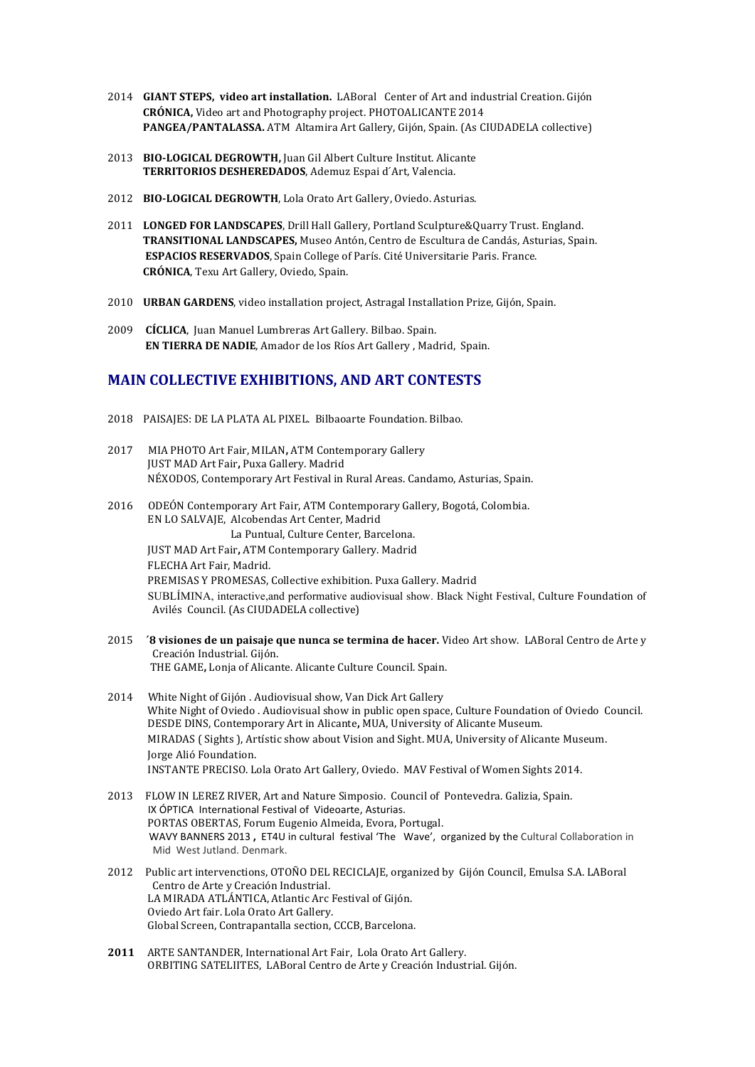2014 **GIANT STEPS, video art installation.** LABoral Center of Art and industrial Creation. Gijón
**CRÓNICA,** Video art and Photography project. PHOTOALICANTE 2014
**PANGEA/PANTALASSA.** ATM Altamira Art Gallery, Gijón, Spain. (As CIUDADELA collective)

2013 **BIO-LOGICAL DEGROWTH,** Juan Gil Albert Culture Institut. Alicante
**TERRITORIOS DESHEREDADOS**, Ademuz Espai d´Art, Valencia.

2012 **BIO-LOGICAL DEGROWTH**, Lola Orato Art Gallery, Oviedo. Asturias.

2011 **LONGED FOR LANDSCAPES**, Drill Hall Gallery, Portland Sculpture&Quarry Trust. England.
**TRANSITIONAL LANDSCAPES,** Museo Antón, Centro de Escultura de Candás, Asturias, Spain.
**ESPACIOS RESERVADOS**, Spain College of París. Cité Universitarie Paris. France.
**CRÓNICA**, Texu Art Gallery, Oviedo, Spain.

2010 **URBAN GARDENS**, video installation project, Astragal Installation Prize, Gijón, Spain.

2009 **CÍCLICA**, Juan Manuel Lumbreras Art Gallery. Bilbao. Spain.
**EN TIERRA DE NADIE**, Amador de los Ríos Art Gallery , Madrid, Spain.

## MAIN COLLECTIVE EXHIBITIONS, AND ART CONTESTS

2018 PAISAJES: DE LA PLATA AL PIXEL. Bilbaoarte Foundation. Bilbao.

2017 MIA PHOTO Art Fair, MILAN**,** ATM Contemporary Gallery
JUST MAD Art Fair**,** Puxa Gallery. Madrid
NÉXODOS, Contemporary Art Festival in Rural Areas. Candamo, Asturias, Spain.

2016 ODEÓN Contemporary Art Fair, ATM Contemporary Gallery, Bogotá, Colombia.
EN LO SALVAJE, Alcobendas Art Center, Madrid
La Puntual, Culture Center, Barcelona.
JUST MAD Art Fair**,** ATM Contemporary Gallery. Madrid
FLECHA Art Fair, Madrid.
PREMISAS Y PROMESAS, Collective exhibition. Puxa Gallery. Madrid
SUBLÍMINA, interactive,and performative audiovisual show. Black Night Festival, Culture Foundation of Avilés Council. (As CIUDADELA collective)

2015 **´8 visiones de un paisaje que nunca se termina de hacer.** Video Art show. LABoral Centro de Arte y Creación Industrial. Gijón.
THE GAME**,** Lonja of Alicante. Alicante Culture Council. Spain.

2014 White Night of Gijón . Audiovisual show, Van Dick Art Gallery
White Night of Oviedo . Audiovisual show in public open space, Culture Foundation of Oviedo Council.
DESDE DINS, Contemporary Art in Alicante**,** MUA, University of Alicante Museum.
MIRADAS ( Sights ), Artístic show about Vision and Sight. MUA, University of Alicante Museum.
Jorge Alió Foundation.
INSTANTE PRECISO. Lola Orato Art Gallery, Oviedo. MAV Festival of Women Sights 2014.

2013 FLOW IN LEREZ RIVER, Art and Nature Simposio. Council of Pontevedra. Galizia, Spain.
IX ÓPTICA International Festival of Videoarte, Asturias.
PORTAS OBERTAS, Forum Eugenio Almeida, Evora, Portugal.
WAVY BANNERS 2013 **,** ET4U in cultural festival 'The Wave', organized by the Cultural Collaboration in Mid West Jutland. Denmark.

2012 Public art interventions, OTOÑO DEL RECICLAJE, organized by Gijón Council, Emulsa S.A. LABoral Centro de Arte y Creación Industrial.
LA MIRADA ATLÁNTICA, Atlantic Arc Festival of Gijón.
Oviedo Art fair. Lola Orato Art Gallery.
Global Screen, Contrapantalla section, CCCB, Barcelona.

**2011** ARTE SANTANDER, International Art Fair, Lola Orato Art Gallery.
ORBITING SATELIITES, LABoral Centro de Arte y Creación Industrial. Gijón.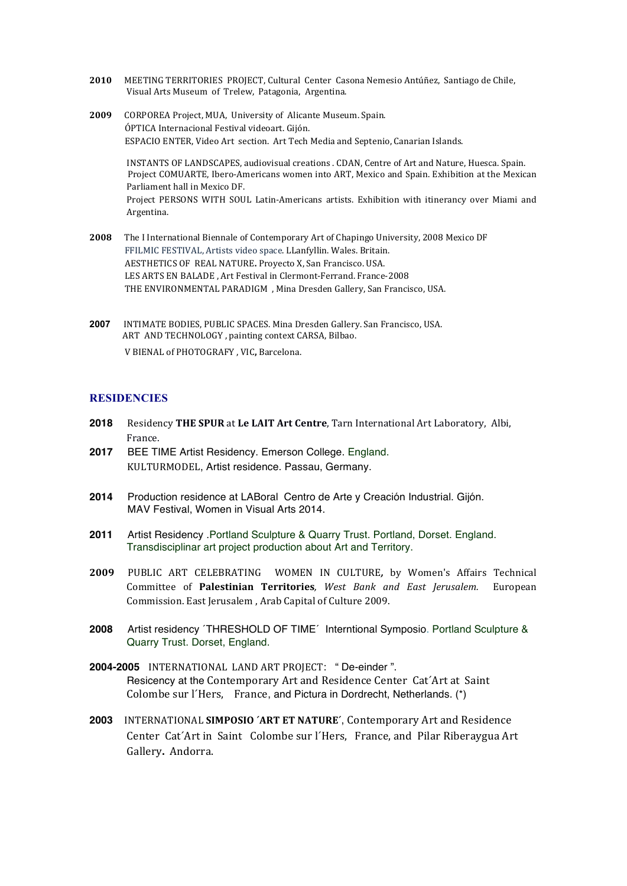**2010** MEETING TERRITORIES PROJECT, Cultural Center Casona Nemesio Antúñez, Santiago de Chile, Visual Arts Museum of Trelew, Patagonia, Argentina.

**2009** CORPOREA Project, MUA, University of Alicante Museum. Spain.
ÓPTICA Internacional Festival videoart. Gijón.
ESPACIO ENTER, Video Art section. Art Tech Media and Septenio, Canarian Islands.

INSTANTS OF LANDSCAPES, audiovisual creations . CDAN, Centre of Art and Nature, Huesca. Spain.
Project COMUARTE, Ibero-Americans women into ART, Mexico and Spain. Exhibition at the Mexican Parliament hall in Mexico DF.
Project PERSONS WITH SOUL Latin-Americans artists. Exhibition with itinerancy over Miami and Argentina.

**2008** The I International Biennale of Contemporary Art of Chapingo University, 2008 Mexico DF
FFILMIC FESTIVAL, Artists video space. LLanfyllin. Wales. Britain.
AESTHETICS OF REAL NATURE**.** Proyecto X, San Francisco. USA.
LES ARTS EN BALADE , Art Festival in Clermont-Ferrand. France-2008
THE ENVIRONMENTAL PARADIGM , Mina Dresden Gallery, San Francisco, USA.

**2007** INTIMATE BODIES, PUBLIC SPACES. Mina Dresden Gallery. San Francisco, USA.
ART AND TECHNOLOGY , painting context CARSA, Bilbao.
V BIENAL of PHOTOGRAFY , VIC**,** Barcelona.

## RESIDENCIES

**2018** Residency **THE SPUR** at **Le LAIT Art Centre**, Tarn International Art Laboratory, Albi, France.

**2017** BEE TIME Artist Residency. Emerson College. England.
KULTURMODEL, Artist residence. Passau, Germany.

**2014** Production residence at LABoral Centro de Arte y Creación Industrial. Gijón.
MAV Festival, Women in Visual Arts 2014.

**2011** Artist Residency .Portland Sculpture & Quarry Trust. Portland, Dorset. England.
Transdisciplinar art project production about Art and Territory.

**2009** PUBLIC ART CELEBRATING WOMEN IN CULTURE**,** by Women's Affairs Technical Committee of **Palestinian Territories***, West Bank and East Jerusalem.* European Commission. East Jerusalem , Arab Capital of Culture 2009.

**2008** Artist residency ´THRESHOLD OF TIME´ Interntional Symposio. Portland Sculpture & Quarry Trust. Dorset, England.

**2004-2005** INTERNATIONAL LAND ART PROJECT: " De-einder ".
Resicency at the Contemporary Art and Residence Center Cat´Art at Saint Colombe sur l´Hers, France, and Pictura in Dordrecht, Netherlands. (*)

**2003** INTERNATIONAL **SIMPOSIO ´ART ET NATURE´**, Contemporary Art and Residence Center Cat´Art in Saint Colombe sur l´Hers, France, and Pilar Riberaygua Art Gallery**.** Andorra.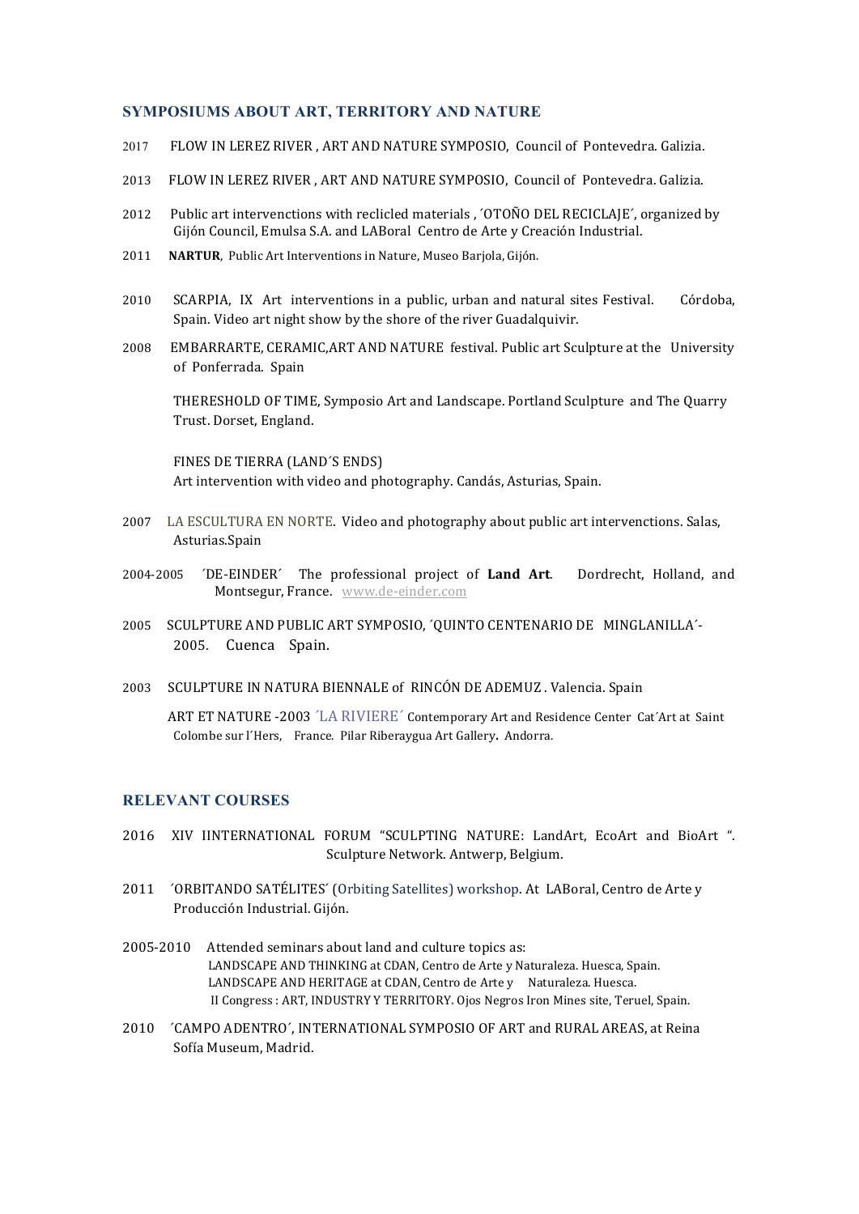## SYMPOSIUMS ABOUT ART, TERRITORY AND NATURE

2017 FLOW IN LEREZ RIVER , ART AND NATURE SYMPOSIO, Council of Pontevedra. Galizia.

2013 FLOW IN LEREZ RIVER , ART AND NATURE SYMPOSIO, Council of Pontevedra. Galizia.

2012 Public art intervenctions with reclicled materials , ´OTOÑO DEL RECICLAJE´, organized by Gijón Council, Emulsa S.A. and LABoral Centro de Arte y Creación Industrial.

2011 **NARTUR**, Public Art Interventions in Nature, Museo Barjola, Gijón.

2010 SCARPIA, IX Art interventions in a public, urban and natural sites Festival. Córdoba, Spain. Video art night show by the shore of the river Guadalquivir.

2008 EMBARRARTE, CERAMIC,ART AND NATURE festival. Public art Sculpture at the University of Ponferrada. Spain

THERESHOLD OF TIME, Symposio Art and Landscape. Portland Sculpture and The Quarry Trust. Dorset, England.

FINES DE TIERRA (LAND´S ENDS)
Art intervention with video and photography. Candás, Asturias, Spain.

2007 LA ESCULTURA EN NORTE. Video and photography about public art intervenctions. Salas, Asturias.Spain

2004-2005 ´DE-EINDER´ The professional project of **Land Art**. Dordrecht, Holland, and Montsegur, France. www.de-einder.com

2005 SCULPTURE AND PUBLIC ART SYMPOSIO, ´QUINTO CENTENARIO DE MINGLANILLA´- 2005. Cuenca Spain.

2003 SCULPTURE IN NATURA BIENNALE of RINCÓN DE ADEMUZ . Valencia. Spain

ART ET NATURE -2003 ´LA RIVIERE´ Contemporary Art and Residence Center Cat´Art at Saint Colombe sur l´Hers, France. Pilar Riberaygua Art Gallery**.** Andorra.

## RELEVANT COURSES

2016 XIV IINTERNATIONAL FORUM "SCULPTING NATURE: LandArt, EcoArt and BioArt ". Sculpture Network. Antwerp, Belgium.

2011 ´ORBITANDO SATÉLITES´ (Orbiting Satellites) workshop. At LABoral, Centro de Arte y Producción Industrial. Gijón.

2005-2010 Attended seminars about land and culture topics as:
LANDSCAPE AND THINKING at CDAN, Centro de Arte y Naturaleza. Huesca, Spain.
LANDSCAPE AND HERITAGE at CDAN, Centro de Arte y Naturaleza. Huesca.
II Congress : ART, INDUSTRY Y TERRITORY. Ojos Negros Iron Mines site, Teruel, Spain.

2010 ´CAMPO ADENTRO´, INTERNATIONAL SYMPOSIO OF ART and RURAL AREAS, at Reina Sofía Museum, Madrid.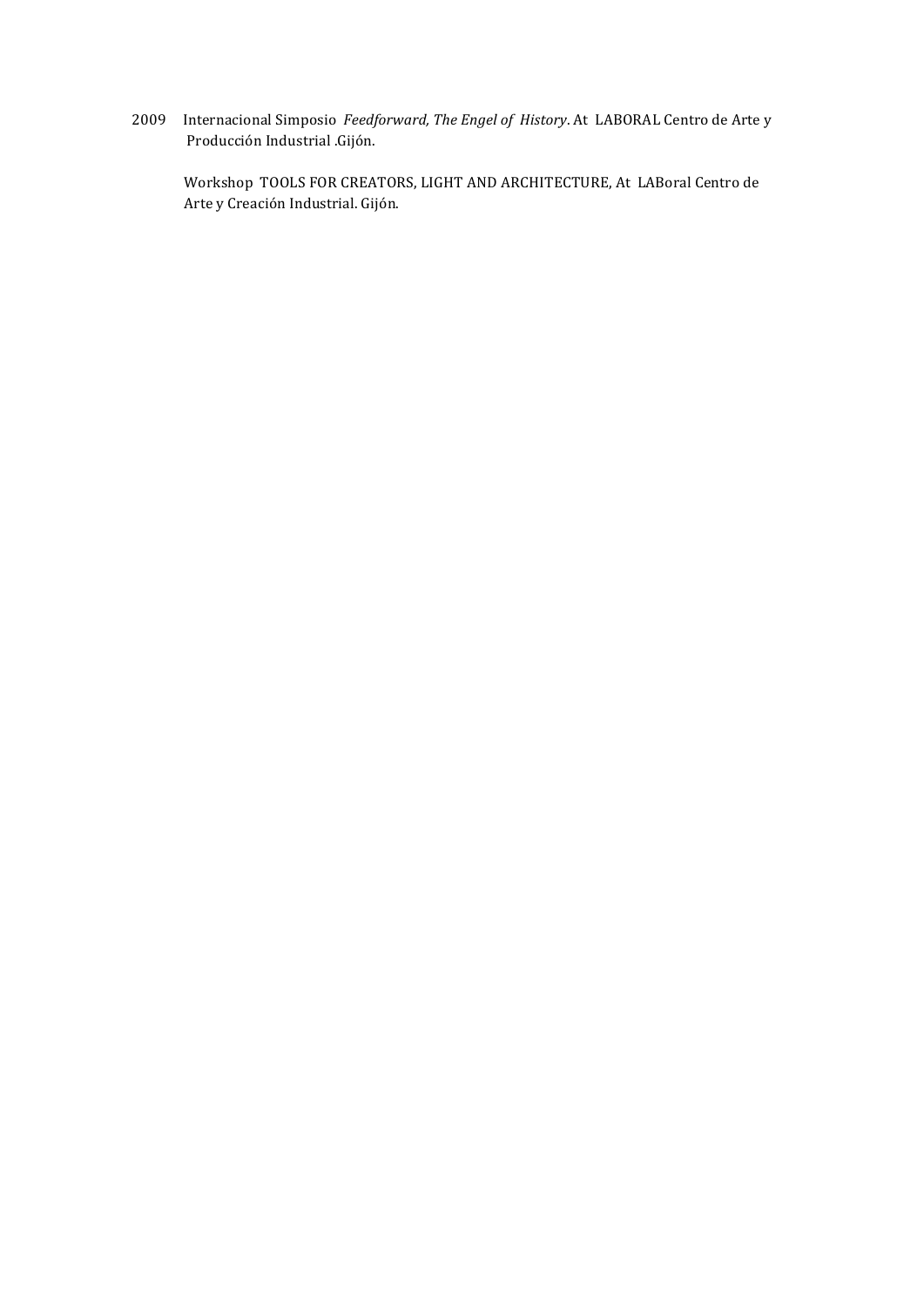2009 Internacional Simposio *Feedforward, The Engel of History*. At LABORAL Centro de Arte y Producción Industrial .Gijón.

Workshop TOOLS FOR CREATORS, LIGHT AND ARCHITECTURE, At LABoral Centro de Arte y Creación Industrial. Gijón.